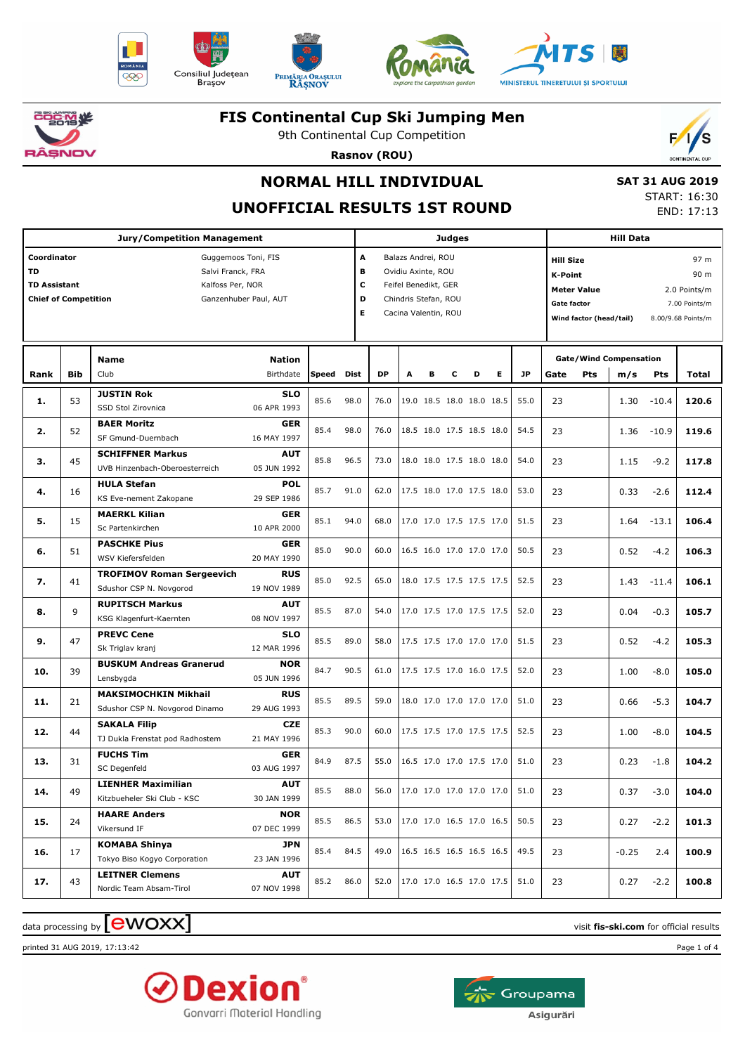# FIS Continental Cup Ski Jumping Men

9th Continental Cup Competition

**Rasnov (ROU)**

## NORMAL HILL INDIVIDUAL

## UNOFFICIAL RESULTS 1ST ROUND

**SAT 31 AUG 2019**
START: 16:30
END: 17:13

| Jury/Competition Management | | Judges | | Hill Data | |
|---|---|---|---|---|---|
| **Coordinator** | Guggemoos Toni, FIS | A | Balazs Andrei, ROU | **Hill Size** | 97 m |
| **TD** | Salvi Franck, FRA | B | Ovidiu Axinte, ROU | **K-Point** | 90 m |
| **TD Assistant** | Kalfoss Per, NOR | C | Feifel Benedikt, GER | **Meter Value** | 2.0 Points/m |
| **Chief of Competition** | Ganzenhuber Paul, AUT | D | Chindris Stefan, ROU | **Gate factor** | 7.00 Points/m |
| | | E | Cacina Valentin, ROU | **Wind factor (head/tail)** | 8.00/9.68 Points/m |

| Rank | Bib | Name / Club | Nation / Birthdate | Speed | Dist | DP | A | B | C | D | E | JP | Gate/Wind Compensation Gate | Pts | m/s | Pts | Total |
|---|---|---|---|---|---|---|---|---|---|---|---|---|---|---|---|---|---|
| **1.** | 53 | **JUSTIN Rok** SSD Stol Zirovnica | **SLO** 06 APR 1993 | 85.6 | 98.0 | 76.0 | 19.0 | 18.5 | 18.0 | 18.0 | 18.5 | 55.0 | 23 | | 1.30 | -10.4 | **120.6** |
| **2.** | 52 | **BAER Moritz** SF Gmund-Duernbach | **GER** 16 MAY 1997 | 85.4 | 98.0 | 76.0 | 18.5 | 18.0 | 17.5 | 18.5 | 18.0 | 54.5 | 23 | | 1.36 | -10.9 | **119.6** |
| **3.** | 45 | **SCHIFFNER Markus** UVB Hinzenbach-Oberoesterreich | **AUT** 05 JUN 1992 | 85.8 | 96.5 | 73.0 | 18.0 | 18.0 | 17.5 | 18.0 | 18.0 | 54.0 | 23 | | 1.15 | -9.2 | **117.8** |
| **4.** | 16 | **HULA Stefan** KS Eve-nement Zakopane | **POL** 29 SEP 1986 | 85.7 | 91.0 | 62.0 | 17.5 | 18.0 | 17.0 | 17.5 | 18.0 | 53.0 | 23 | | 0.33 | -2.6 | **112.4** |
| **5.** | 15 | **MAERKL Kilian** Sc Partenkirchen | **GER** 10 APR 2000 | 85.1 | 94.0 | 68.0 | 17.0 | 17.0 | 17.5 | 17.5 | 17.0 | 51.5 | 23 | | 1.64 | -13.1 | **106.4** |
| **6.** | 51 | **PASCHKE Pius** WSV Kiefersfelden | **GER** 20 MAY 1990 | 85.0 | 90.0 | 60.0 | 16.5 | 16.0 | 17.0 | 17.0 | 17.0 | 50.5 | 23 | | 0.52 | -4.2 | **106.3** |
| **7.** | 41 | **TROFIMOV Roman Sergeevich** Sdushor CSP N. Novgorod | **RUS** 19 NOV 1989 | 85.0 | 92.5 | 65.0 | 18.0 | 17.5 | 17.5 | 17.5 | 17.5 | 52.5 | 23 | | 1.43 | -11.4 | **106.1** |
| **8.** | 9 | **RUPITSCH Markus** KSG Klagenfurt-Kaernten | **AUT** 08 NOV 1997 | 85.5 | 87.0 | 54.0 | 17.0 | 17.5 | 17.0 | 17.5 | 17.5 | 52.0 | 23 | | 0.04 | -0.3 | **105.7** |
| **9.** | 47 | **PREVC Cene** Sk Triglav kranj | **SLO** 12 MAR 1996 | 85.5 | 89.0 | 58.0 | 17.5 | 17.5 | 17.0 | 17.0 | 17.0 | 51.5 | 23 | | 0.52 | -4.2 | **105.3** |
| **10.** | 39 | **BUSKUM Andreas Granerud** Lensbygda | **NOR** 05 JUN 1996 | 84.7 | 90.5 | 61.0 | 17.5 | 17.5 | 17.0 | 16.0 | 17.5 | 52.0 | 23 | | 1.00 | -8.0 | **105.0** |
| **11.** | 21 | **MAKSIMOCHKIN Mikhail** Sdushor CSP N. Novgorod Dinamo | **RUS** 29 AUG 1993 | 85.5 | 89.5 | 59.0 | 18.0 | 17.0 | 17.0 | 17.0 | 17.0 | 51.0 | 23 | | 0.66 | -5.3 | **104.7** |
| **12.** | 44 | **SAKALA Filip** TJ Dukla Frenstat pod Radhostem | **CZE** 21 MAY 1996 | 85.3 | 90.0 | 60.0 | 17.5 | 17.5 | 17.0 | 17.5 | 17.5 | 52.5 | 23 | | 1.00 | -8.0 | **104.5** |
| **13.** | 31 | **FUCHS Tim** SC Degenfeld | **GER** 03 AUG 1997 | 84.9 | 87.5 | 55.0 | 16.5 | 17.0 | 17.0 | 17.5 | 17.0 | 51.0 | 23 | | 0.23 | -1.8 | **104.2** |
| **14.** | 49 | **LIENHER Maximilian** Kitzbueheler Ski Club - KSC | **AUT** 30 JAN 1999 | 85.5 | 88.0 | 56.0 | 17.0 | 17.0 | 17.0 | 17.0 | 17.0 | 51.0 | 23 | | 0.37 | -3.0 | **104.0** |
| **15.** | 24 | **HAARE Anders** Vikersund IF | **NOR** 07 DEC 1999 | 85.5 | 86.5 | 53.0 | 17.0 | 17.0 | 16.5 | 17.0 | 16.5 | 50.5 | 23 | | 0.27 | -2.2 | **101.3** |
| **16.** | 17 | **KOMABA Shinya** Tokyo Biso Kogyo Corporation | **JPN** 23 JAN 1996 | 85.4 | 84.5 | 49.0 | 16.5 | 16.5 | 16.5 | 16.5 | 16.5 | 49.5 | 23 | | -0.25 | 2.4 | **100.9** |
| **17.** | 43 | **LEITNER Clemens** Nordic Team Absam-Tirol | **AUT** 07 NOV 1998 | 85.2 | 86.0 | 52.0 | 17.0 | 17.0 | 16.5 | 17.0 | 17.5 | 51.0 | 23 | | 0.27 | -2.2 | **100.8** |

data processing by ewoxx — visit **fis-ski.com** for official results

printed 31 AUG 2019, 17:13:42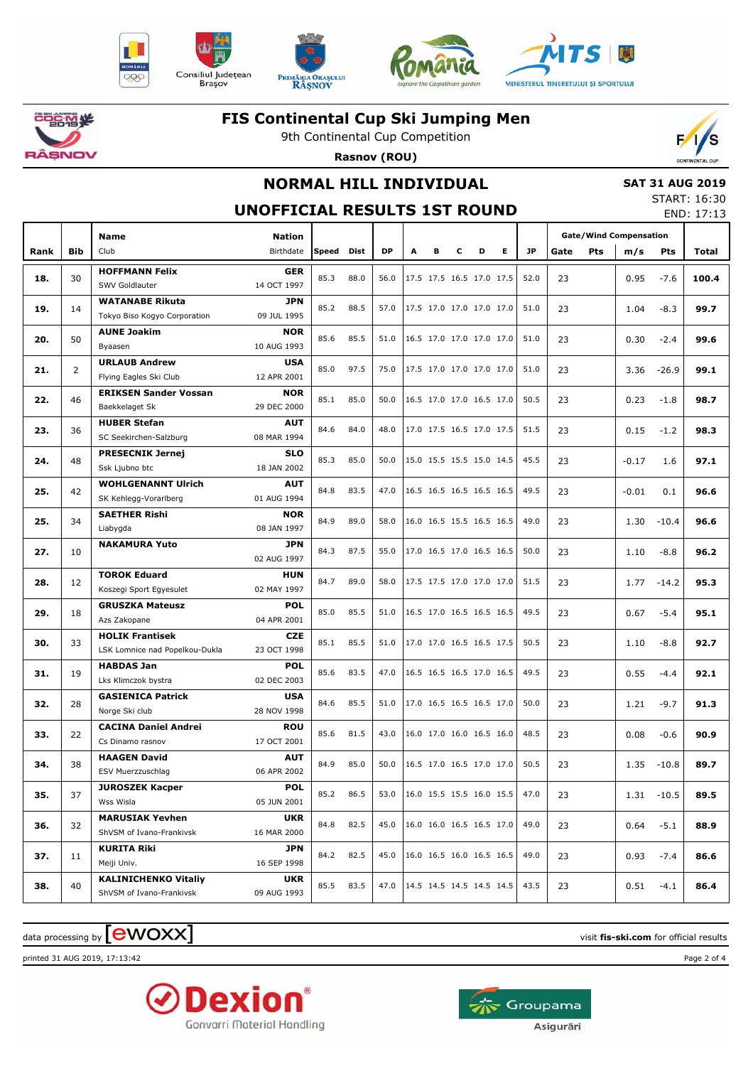# FIS Continental Cup Ski Jumping Men

9th Continental Cup Competition

**Rasnov (ROU)**

## NORMAL HILL INDIVIDUAL

**SAT 31 AUG 2019**

START: 16:30

END: 17:13

## UNOFFICIAL RESULTS 1ST ROUND

| Rank | Bib | Name / Club | Nation / Birthdate | Speed | Dist | DP | A | B | C | D | E | JP | Gate | Pts | m/s | Pts | Total |
|---|---|---|---|---|---|---|---|---|---|---|---|---|---|---|---|---|---|
| 18. | 30 | **HOFFMANN Felix** / SWV Goldlauter | **GER** / 14 OCT 1997 | 85.3 | 88.0 | 56.0 | 17.5 | 17.5 | 16.5 | 17.0 | 17.5 | 52.0 | 23 | | 0.95 | -7.6 | **100.4** |
| 19. | 14 | **WATANABE Rikuta** / Tokyo Biso Kogyo Corporation | **JPN** / 09 JUL 1995 | 85.2 | 88.5 | 57.0 | 17.5 | 17.0 | 17.0 | 17.0 | 17.0 | 51.0 | 23 | | 1.04 | -8.3 | **99.7** |
| 20. | 50 | **AUNE Joakim** / Byaasen | **NOR** / 10 AUG 1993 | 85.6 | 85.5 | 51.0 | 16.5 | 17.0 | 17.0 | 17.0 | 17.0 | 51.0 | 23 | | 0.30 | -2.4 | **99.6** |
| 21. | 2 | **URLAUB Andrew** / Flying Eagles Ski Club | **USA** / 12 APR 2001 | 85.0 | 97.5 | 75.0 | 17.5 | 17.0 | 17.0 | 17.0 | 17.0 | 51.0 | 23 | | 3.36 | -26.9 | **99.1** |
| 22. | 46 | **ERIKSEN Sander Vossan** / Baekkelaget Sk | **NOR** / 29 DEC 2000 | 85.1 | 85.0 | 50.0 | 16.5 | 17.0 | 17.0 | 16.5 | 17.0 | 50.5 | 23 | | 0.23 | -1.8 | **98.7** |
| 23. | 36 | **HUBER Stefan** / SC Seekirchen-Salzburg | **AUT** / 08 MAR 1994 | 84.6 | 84.0 | 48.0 | 17.0 | 17.5 | 16.5 | 17.0 | 17.5 | 51.5 | 23 | | 0.15 | -1.2 | **98.3** |
| 24. | 48 | **PRESECNIK Jernej** / Ssk Ljubno btc | **SLO** / 18 JAN 2002 | 85.3 | 85.0 | 50.0 | 15.0 | 15.5 | 15.5 | 15.0 | 14.5 | 45.5 | 23 | | -0.17 | 1.6 | **97.1** |
| 25. | 42 | **WOHLGENANNT Ulrich** / SK Kehlegg-Vorarlberg | **AUT** / 01 AUG 1994 | 84.8 | 83.5 | 47.0 | 16.5 | 16.5 | 16.5 | 16.5 | 16.5 | 49.5 | 23 | | -0.01 | 0.1 | **96.6** |
| 25. | 34 | **SAETHER Rishi** / Liabygda | **NOR** / 08 JAN 1997 | 84.9 | 89.0 | 58.0 | 16.0 | 16.5 | 15.5 | 16.5 | 16.5 | 49.0 | 23 | | 1.30 | -10.4 | **96.6** |
| 27. | 10 | **NAKAMURA Yuto** | **JPN** / 02 AUG 1997 | 84.3 | 87.5 | 55.0 | 17.0 | 16.5 | 17.0 | 16.5 | 16.5 | 50.0 | 23 | | 1.10 | -8.8 | **96.2** |
| 28. | 12 | **TOROK Eduard** / Koszegi Sport Egyesulet | **HUN** / 02 MAY 1997 | 84.7 | 89.0 | 58.0 | 17.5 | 17.5 | 17.0 | 17.0 | 17.0 | 51.5 | 23 | | 1.77 | -14.2 | **95.3** |
| 29. | 18 | **GRUSZKA Mateusz** / Azs Zakopane | **POL** / 04 APR 2001 | 85.0 | 85.5 | 51.0 | 16.5 | 17.0 | 16.5 | 16.5 | 16.5 | 49.5 | 23 | | 0.67 | -5.4 | **95.1** |
| 30. | 33 | **HOLIK Frantisek** / LSK Lomnice nad Popelkou-Dukla | **CZE** / 23 OCT 1998 | 85.1 | 85.5 | 51.0 | 17.0 | 17.0 | 16.5 | 16.5 | 17.5 | 50.5 | 23 | | 1.10 | -8.8 | **92.7** |
| 31. | 19 | **HABDAS Jan** / Lks Klimczok bystra | **POL** / 02 DEC 2003 | 85.6 | 83.5 | 47.0 | 16.5 | 16.5 | 16.5 | 17.0 | 16.5 | 49.5 | 23 | | 0.55 | -4.4 | **92.1** |
| 32. | 28 | **GASIENICA Patrick** / Norge Ski club | **USA** / 28 NOV 1998 | 84.6 | 85.5 | 51.0 | 17.0 | 16.5 | 16.5 | 16.5 | 17.0 | 50.0 | 23 | | 1.21 | -9.7 | **91.3** |
| 33. | 22 | **CACINA Daniel Andrei** / Cs Dinamo rasnov | **ROU** / 17 OCT 2001 | 85.6 | 81.5 | 43.0 | 16.0 | 17.0 | 16.0 | 16.5 | 16.0 | 48.5 | 23 | | 0.08 | -0.6 | **90.9** |
| 34. | 38 | **HAAGEN David** / ESV Muerzzuschlag | **AUT** / 06 APR 2002 | 84.9 | 85.0 | 50.0 | 16.5 | 17.0 | 16.5 | 17.0 | 17.0 | 50.5 | 23 | | 1.35 | -10.8 | **89.7** |
| 35. | 37 | **JUROSZEK Kacper** / Wss Wisla | **POL** / 05 JUN 2001 | 85.2 | 86.5 | 53.0 | 16.0 | 15.5 | 15.5 | 16.0 | 15.5 | 47.0 | 23 | | 1.31 | -10.5 | **89.5** |
| 36. | 32 | **MARUSIAK Yevhen** / ShVSM of Ivano-Frankivsk | **UKR** / 16 MAR 2000 | 84.8 | 82.5 | 45.0 | 16.0 | 16.0 | 16.5 | 16.5 | 17.0 | 49.0 | 23 | | 0.64 | -5.1 | **88.9** |
| 37. | 11 | **KURITA Riki** / Meiji Univ. | **JPN** / 16 SEP 1998 | 84.2 | 82.5 | 45.0 | 16.0 | 16.5 | 16.0 | 16.5 | 16.5 | 49.0 | 23 | | 0.93 | -7.4 | **86.6** |
| 38. | 40 | **KALINICHENKO Vitaliy** / ShVSM of Ivano-Frankivsk | **UKR** / 09 AUG 1993 | 85.5 | 83.5 | 47.0 | 14.5 | 14.5 | 14.5 | 14.5 | 14.5 | 43.5 | 23 | | 0.51 | -4.1 | **86.4** |

data processing by ewoxx — visit **fis-ski.com** for official results

printed 31 AUG 2019, 17:13:42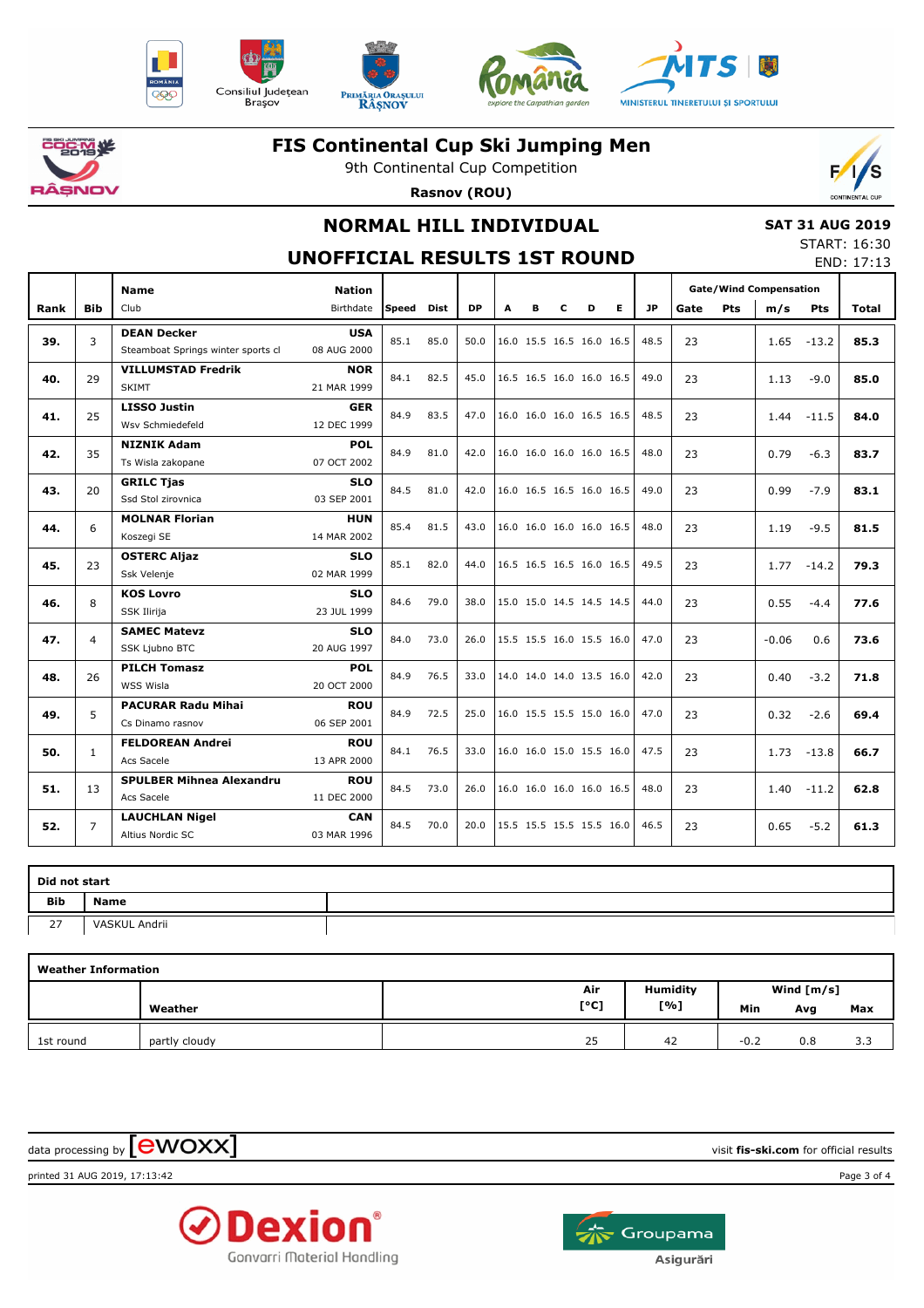# FIS Continental Cup Ski Jumping Men

9th Continental Cup Competition

**Rasnov (ROU)**

## NORMAL HILL INDIVIDUAL

**SAT 31 AUG 2019**

START: 16:30

END: 17:13

## UNOFFICIAL RESULTS 1ST ROUND

| Rank | Bib | Name / Club | Nation / Birthdate | Speed | Dist | DP | A | B | C | D | E | JP | Gate | Gate Pts | Wind m/s | Wind Pts | Total |
|---|---|---|---|---|---|---|---|---|---|---|---|---|---|---|---|---|---|
| 39. | 3 | **DEAN Decker** Steamboat Springs winter sports cl | **USA** 08 AUG 2000 | 85.1 | 85.0 | 50.0 | 16.0 | 15.5 | 16.5 | 16.0 | 16.5 | 48.5 | 23 | | 1.65 | -13.2 | **85.3** |
| 40. | 29 | **VILLUMSTAD Fredrik** SKIMT | **NOR** 21 MAR 1999 | 84.1 | 82.5 | 45.0 | 16.5 | 16.5 | 16.0 | 16.0 | 16.5 | 49.0 | 23 | | 1.13 | -9.0 | **85.0** |
| 41. | 25 | **LISSO Justin** Wsv Schmiedefeld | **GER** 12 DEC 1999 | 84.9 | 83.5 | 47.0 | 16.0 | 16.0 | 16.0 | 16.5 | 16.5 | 48.5 | 23 | | 1.44 | -11.5 | **84.0** |
| 42. | 35 | **NIZNIK Adam** Ts Wisla zakopane | **POL** 07 OCT 2002 | 84.9 | 81.0 | 42.0 | 16.0 | 16.0 | 16.0 | 16.0 | 16.5 | 48.0 | 23 | | 0.79 | -6.3 | **83.7** |
| 43. | 20 | **GRILC Tjas** Ssd Stol zirovnica | **SLO** 03 SEP 2001 | 84.5 | 81.0 | 42.0 | 16.0 | 16.5 | 16.5 | 16.0 | 16.5 | 49.0 | 23 | | 0.99 | -7.9 | **83.1** |
| 44. | 6 | **MOLNAR Florian** Koszegi SE | **HUN** 14 MAR 2002 | 85.4 | 81.5 | 43.0 | 16.0 | 16.0 | 16.0 | 16.0 | 16.5 | 48.0 | 23 | | 1.19 | -9.5 | **81.5** |
| 45. | 23 | **OSTERC Aljaz** Ssk Velenje | **SLO** 02 MAR 1999 | 85.1 | 82.0 | 44.0 | 16.5 | 16.5 | 16.5 | 16.0 | 16.5 | 49.5 | 23 | | 1.77 | -14.2 | **79.3** |
| 46. | 8 | **KOS Lovro** SSK Ilirija | **SLO** 23 JUL 1999 | 84.6 | 79.0 | 38.0 | 15.0 | 15.0 | 14.5 | 14.5 | 14.5 | 44.0 | 23 | | 0.55 | -4.4 | **77.6** |
| 47. | 4 | **SAMEC Matevz** SSK Ljubno BTC | **SLO** 20 AUG 1997 | 84.0 | 73.0 | 26.0 | 15.5 | 15.5 | 16.0 | 15.5 | 16.0 | 47.0 | 23 | | -0.06 | 0.6 | **73.6** |
| 48. | 26 | **PILCH Tomasz** WSS Wisla | **POL** 20 OCT 2000 | 84.9 | 76.5 | 33.0 | 14.0 | 14.0 | 14.0 | 13.5 | 16.0 | 42.0 | 23 | | 0.40 | -3.2 | **71.8** |
| 49. | 5 | **PACURAR Radu Mihai** Cs Dinamo rasnov | **ROU** 06 SEP 2001 | 84.9 | 72.5 | 25.0 | 16.0 | 15.5 | 15.5 | 15.0 | 16.0 | 47.0 | 23 | | 0.32 | -2.6 | **69.4** |
| 50. | 1 | **FELDOREAN Andrei** Acs Sacele | **ROU** 13 APR 2000 | 84.1 | 76.5 | 33.0 | 16.0 | 16.0 | 15.0 | 15.5 | 16.0 | 47.5 | 23 | | 1.73 | -13.8 | **66.7** |
| 51. | 13 | **SPULBER Mihnea Alexandru** Acs Sacele | **ROU** 11 DEC 2000 | 84.5 | 73.0 | 26.0 | 16.0 | 16.0 | 16.0 | 16.0 | 16.5 | 48.0 | 23 | | 1.40 | -11.2 | **62.8** |
| 52. | 7 | **LAUCHLAN Nigel** Altius Nordic SC | **CAN** 03 MAR 1996 | 84.5 | 70.0 | 20.0 | 15.5 | 15.5 | 15.5 | 15.5 | 16.0 | 46.5 | 23 | | 0.65 | -5.2 | **61.3** |

**Did not start**

| Bib | Name |
|---|---|
| 27 | VASKUL Andrii |

**Weather Information**

| | Weather | Air [°C] | Humidity [%] | Wind [m/s] Min | Avg | Max |
|---|---|---|---|---|---|---|
| 1st round | partly cloudy | 25 | 42 | -0.2 | 0.8 | 3.3 |

data processing by ewoxx — visit **fis-ski.com** for official results

printed 31 AUG 2019, 17:13:42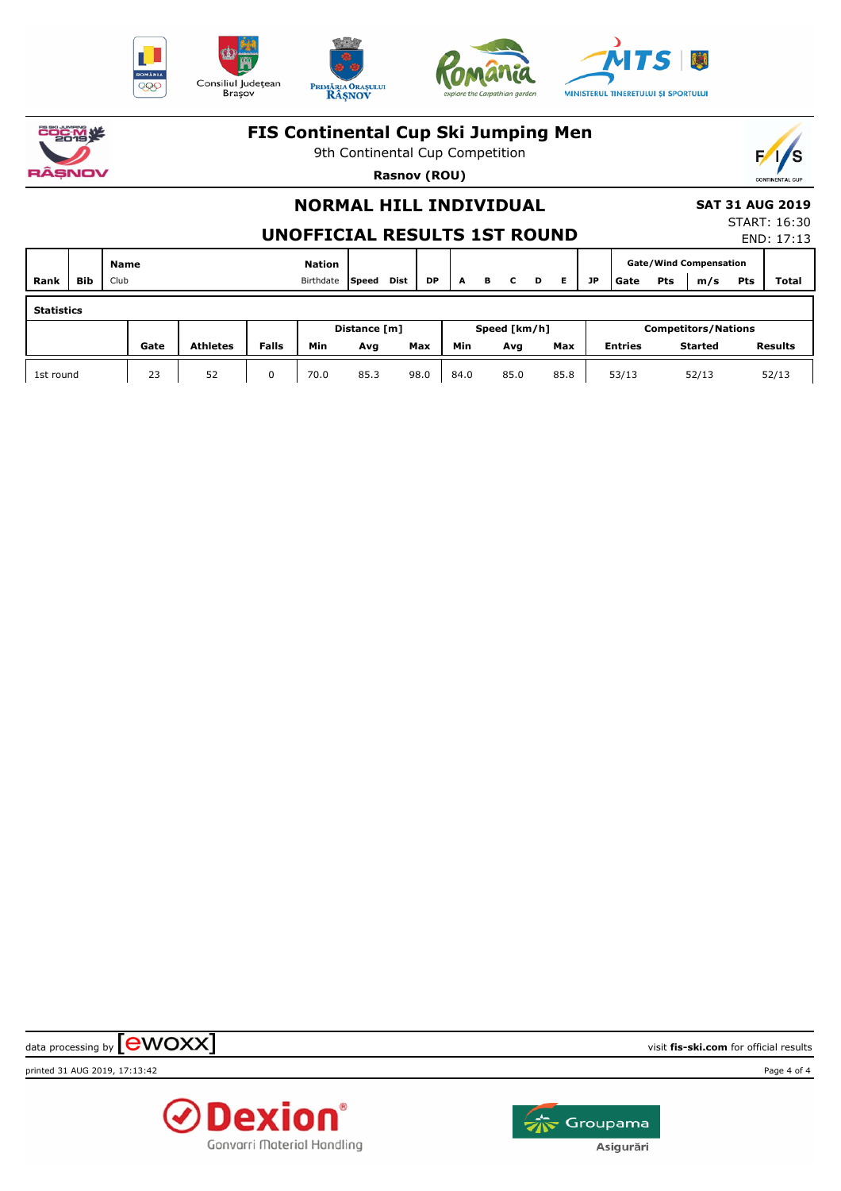# FIS Continental Cup Ski Jumping Men

9th Continental Cup Competition

**Rasnov (ROU)**

## NORMAL HILL INDIVIDUAL

**SAT 31 AUG 2019**

START: 16:30

END: 17:13

## UNOFFICIAL RESULTS 1ST ROUND

| Rank | Bib | Name Club | Nation Birthdate | Speed | Dist | DP | A | B | C | D | E | JP | Gate/Wind Compensation Gate | Pts | m/s | Pts | Total |
|---|---|---|---|---|---|---|---|---|---|---|---|---|---|---|---|---|---|

**Statistics**

| | Gate | Athletes | Falls | Distance [m] | | | Speed [km/h] | | | Competitors/Nations | | |
|---|---|---|---|---|---|---|---|---|---|---|---|---|
| | | | | Min | Avg | Max | Min | Avg | Max | Entries | Started | Results |
| 1st round | 23 | 52 | 0 | 70.0 | 85.3 | 98.0 | 84.0 | 85.0 | 85.8 | 53/13 | 52/13 | 52/13 |

data processing by [ewoxx]

visit **fis-ski.com** for official results

printed 31 AUG 2019, 17:13:42